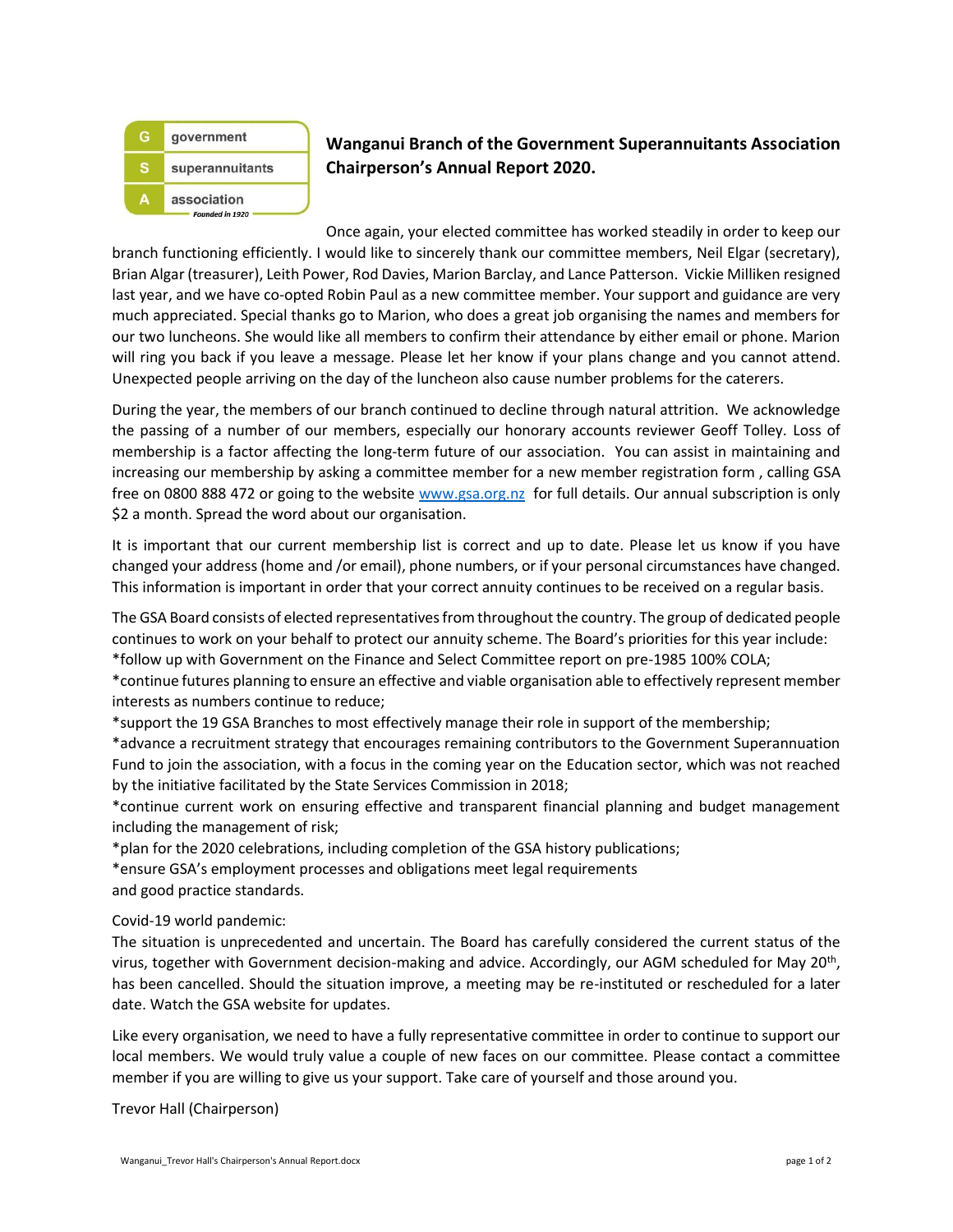# Wanganui Branch of the Government Superannuitants Association Chairperson's Annual Report 2020.

Once again, your elected committee has worked steadily in order to keep our branch functioning efficiently. I would like to sincerely thank our committee members, Neil Elgar (secretary), Brian Algar (treasurer), Leith Power, Rod Davies, Marion Barclay, and Lance Patterson. Vickie Milliken resigned last year, and we have co-opted Robin Paul as a new committee member. Your support and guidance are very much appreciated. Special thanks go to Marion, who does a great job organising the names and members for our two luncheons. She would like all members to confirm their attendance by either email or phone. Marion will ring you back if you leave a message. Please let her know if your plans change and you cannot attend. Unexpected people arriving on the day of the luncheon also cause number problems for the caterers.

During the year, the members of our branch continued to decline through natural attrition. We acknowledge the passing of a number of our members, especially our honorary accounts reviewer Geoff Tolley. Loss of membership is a factor affecting the long-term future of our association. You can assist in maintaining and increasing our membership by asking a committee member for a new member registration form , calling GSA free on 0800 888 472 or going to the website www.gsa.org.nz for full details. Our annual subscription is only $2 a month. Spread the word about our organisation.

It is important that our current membership list is correct and up to date. Please let us know if you have changed your address (home and /or email), phone numbers, or if your personal circumstances have changed. This information is important in order that your correct annuity continues to be received on a regular basis.

The GSA Board consists of elected representatives from throughout the country. The group of dedicated people continues to work on your behalf to protect our annuity scheme. The Board's priorities for this year include:

*follow up with Government on the Finance and Select Committee report on pre-1985 100% COLA;

*continue futures planning to ensure an effective and viable organisation able to effectively represent member interests as numbers continue to reduce;

*support the 19 GSA Branches to most effectively manage their role in support of the membership;

*advance a recruitment strategy that encourages remaining contributors to the Government Superannuation Fund to join the association, with a focus in the coming year on the Education sector, which was not reached by the initiative facilitated by the State Services Commission in 2018;

*continue current work on ensuring effective and transparent financial planning and budget management including the management of risk;

*plan for the 2020 celebrations, including completion of the GSA history publications;

*ensure GSA's employment processes and obligations meet legal requirements and good practice standards.

Covid-19 world pandemic:

The situation is unprecedented and uncertain. The Board has carefully considered the current status of the virus, together with Government decision-making and advice. Accordingly, our AGM scheduled for May 20th, has been cancelled. Should the situation improve, a meeting may be re-instituted or rescheduled for a later date. Watch the GSA website for updates.

Like every organisation, we need to have a fully representative committee in order to continue to support our local members. We would truly value a couple of new faces on our committee. Please contact a committee member if you are willing to give us your support. Take care of yourself and those around you.

Trevor Hall (Chairperson)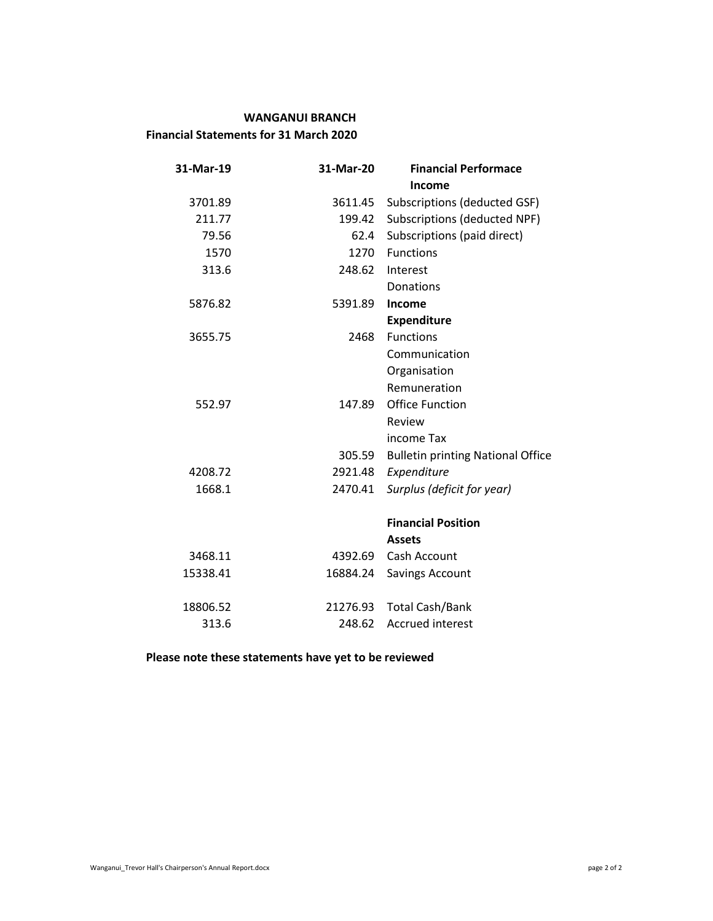**WANGANUI BRANCH**

**Financial Statements for 31 March 2020**

| 31-Mar-19 | 31-Mar-20 | Financial Performace |
|---|---|---|
| | | **Income** |
| 3701.89 | 3611.45 | Subscriptions (deducted GSF) |
| 211.77 | 199.42 | Subscriptions (deducted NPF) |
| 79.56 | 62.4 | Subscriptions (paid direct) |
| 1570 | 1270 | Functions |
| 313.6 | 248.62 | Interest |
| | | Donations |
| 5876.82 | 5391.89 | **Income** |
| | | **Expenditure** |
| 3655.75 | 2468 | Functions |
| | | Communication |
| | | Organisation |
| | | Remuneration |
| 552.97 | 147.89 | Office Function |
| | | Review |
| | | income Tax |
| | 305.59 | Bulletin printing National Office |
| 4208.72 | 2921.48 | *Expenditure* |
| 1668.1 | 2470.41 | *Surplus (deficit for year)* |
| | | |
| | | **Financial Position** |
| | | **Assets** |
| 3468.11 | 4392.69 | Cash Account |
| 15338.41 | 16884.24 | Savings Account |
| | | |
| 18806.52 | 21276.93 | Total Cash/Bank |
| 313.6 | 248.62 | Accrued interest |

**Please note these statements have yet to be reviewed**